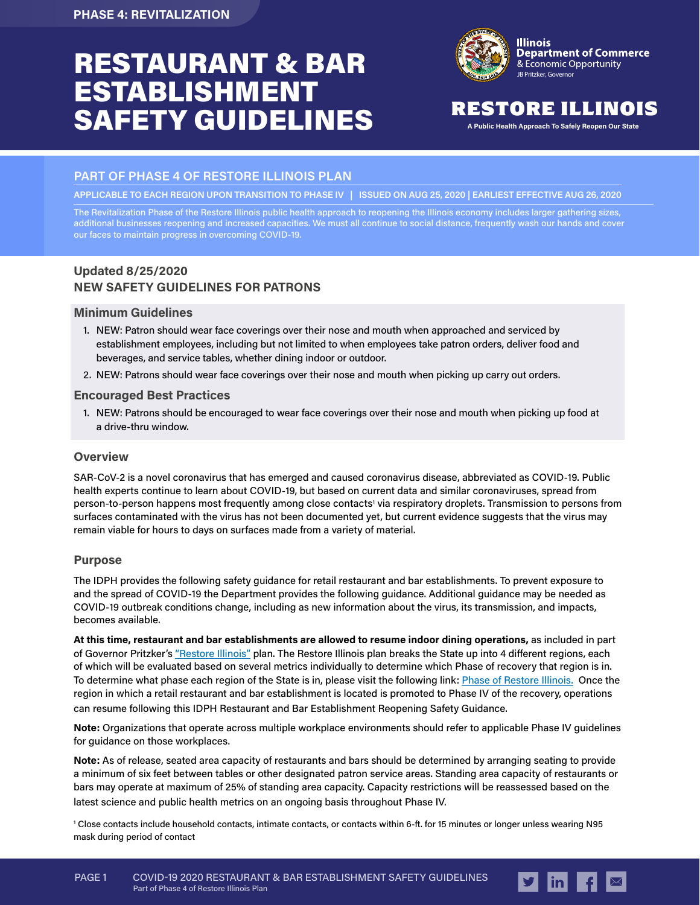PHASE 4: REVITALIZATION

# RESTAURANT & BAR ESTABLISHMENT SAFETY GUIDELINES

Illinois Department of Commerce & Economic Opportunity
JB Pritzker, Governor

RESTORE ILLINOIS
A Public Health Approach To Safely Reopen Our State

## PART OF PHASE 4 OF RESTORE ILLINOIS PLAN

APPLICABLE TO EACH REGION UPON TRANSITION TO PHASE IV | ISSUED ON AUG 25, 2020 | EARLIEST EFFECTIVE AUG 26, 2020

The Revitalization Phase of the Restore Illinois public health approach to reopening the Illinois economy includes larger gathering sizes, additional businesses reopening and increased capacities. We must all continue to social distance, frequently wash our hands and cover our faces to maintain progress in overcoming COVID-19.

## Updated 8/25/2020
## NEW SAFETY GUIDELINES FOR PATRONS

### Minimum Guidelines

1. NEW: Patron should wear face coverings over their nose and mouth when approached and serviced by establishment employees, including but not limited to when employees take patron orders, deliver food and beverages, and service tables, whether dining indoor or outdoor.
2. NEW: Patrons should wear face coverings over their nose and mouth when picking up carry out orders.

### Encouraged Best Practices

1. NEW: Patrons should be encouraged to wear face coverings over their nose and mouth when picking up food at a drive-thru window.

### Overview

SAR-CoV-2 is a novel coronavirus that has emerged and caused coronavirus disease, abbreviated as COVID-19. Public health experts continue to learn about COVID-19, but based on current data and similar coronaviruses, spread from person-to-person happens most frequently among close contacts[1] via respiratory droplets. Transmission to persons from surfaces contaminated with the virus has not been documented yet, but current evidence suggests that the virus may remain viable for hours to days on surfaces made from a variety of material.

### Purpose

The IDPH provides the following safety guidance for retail restaurant and bar establishments. To prevent exposure to and the spread of COVID-19 the Department provides the following guidance. Additional guidance may be needed as COVID-19 outbreak conditions change, including as new information about the virus, its transmission, and impacts, becomes available.

**At this time, restaurant and bar establishments are allowed to resume indoor dining operations,** as included in part of Governor Pritzker's "Restore Illinois" plan. The Restore Illinois plan breaks the State up into 4 different regions, each of which will be evaluated based on several metrics individually to determine which Phase of recovery that region is in. To determine what phase each region of the State is in, please visit the following link: Phase of Restore Illinois. Once the region in which a retail restaurant and bar establishment is located is promoted to Phase IV of the recovery, operations can resume following this IDPH Restaurant and Bar Establishment Reopening Safety Guidance.

**Note:** Organizations that operate across multiple workplace environments should refer to applicable Phase IV guidelines for guidance on those workplaces.

**Note:** As of release, seated area capacity of restaurants and bars should be determined by arranging seating to provide a minimum of six feet between tables or other designated patron service areas. Standing area capacity of restaurants or bars may operate at maximum of 25% of standing area capacity. Capacity restrictions will be reassessed based on the latest science and public health metrics on an ongoing basis throughout Phase IV.

[1] Close contacts include household contacts, intimate contacts, or contacts within 6-ft. for 15 minutes or longer unless wearing N95 mask during period of contact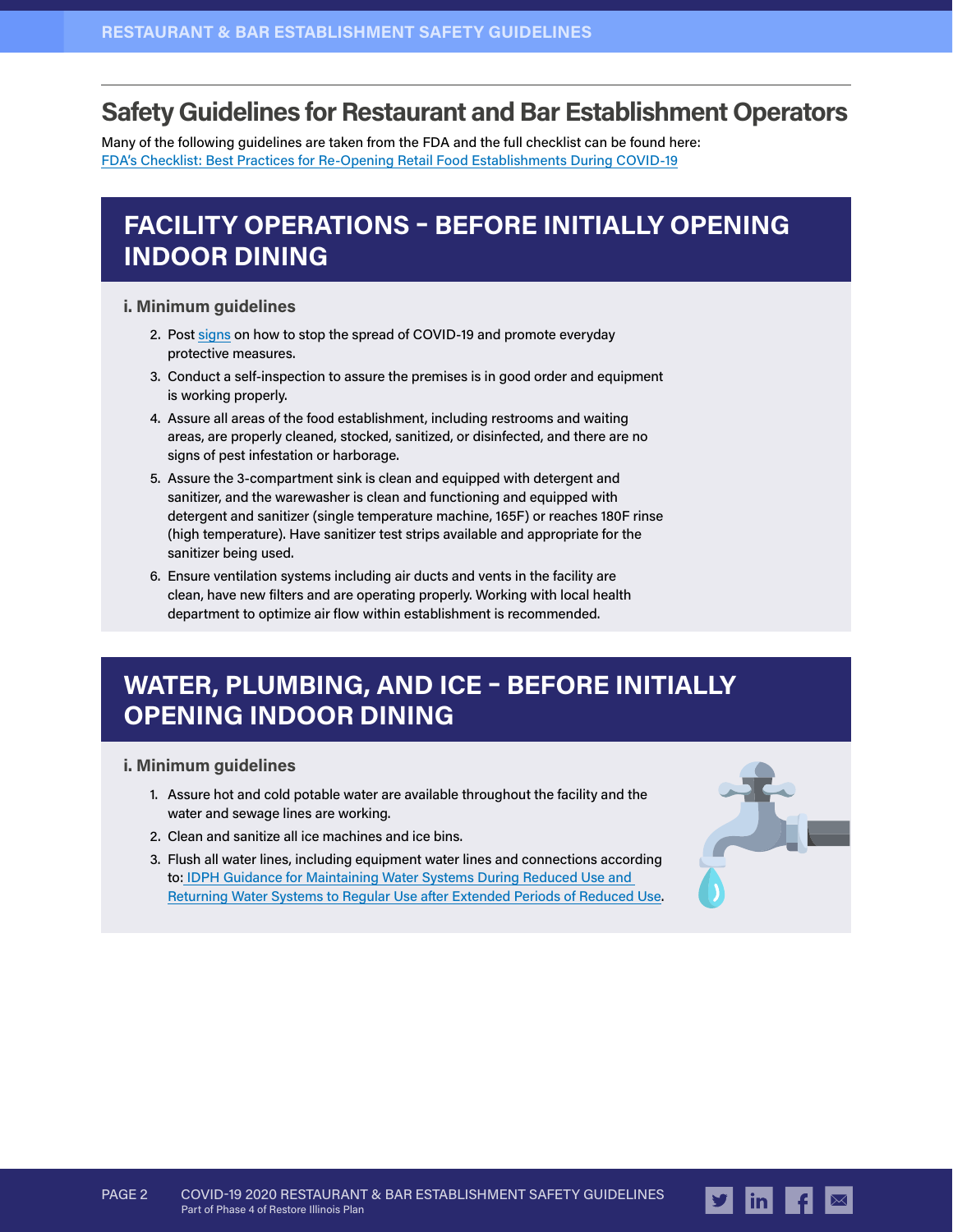## Safety Guidelines for Restaurant and Bar Establishment Operators

Many of the following guidelines are taken from the FDA and the full checklist can be found here: [FDA's Checklist: Best Practices for Re-Opening Retail Food Establishments During COVID-19]()

## FACILITY OPERATIONS – BEFORE INITIALLY OPENING INDOOR DINING

### i. Minimum guidelines

2. Post signs on how to stop the spread of COVID-19 and promote everyday protective measures.
3. Conduct a self-inspection to assure the premises is in good order and equipment is working properly.
4. Assure all areas of the food establishment, including restrooms and waiting areas, are properly cleaned, stocked, sanitized, or disinfected, and there are no signs of pest infestation or harborage.
5. Assure the 3-compartment sink is clean and equipped with detergent and sanitizer, and the warewasher is clean and functioning and equipped with detergent and sanitizer (single temperature machine, 165F) or reaches 180F rinse (high temperature). Have sanitizer test strips available and appropriate for the sanitizer being used.
6. Ensure ventilation systems including air ducts and vents in the facility are clean, have new filters and are operating properly. Working with local health department to optimize air flow within establishment is recommended.

## WATER, PLUMBING, AND ICE – BEFORE INITIALLY OPENING INDOOR DINING

### i. Minimum guidelines

1. Assure hot and cold potable water are available throughout the facility and the water and sewage lines are working.
2. Clean and sanitize all ice machines and ice bins.
3. Flush all water lines, including equipment water lines and connections according to: IDPH Guidance for Maintaining Water Systems During Reduced Use and Returning Water Systems to Regular Use after Extended Periods of Reduced Use.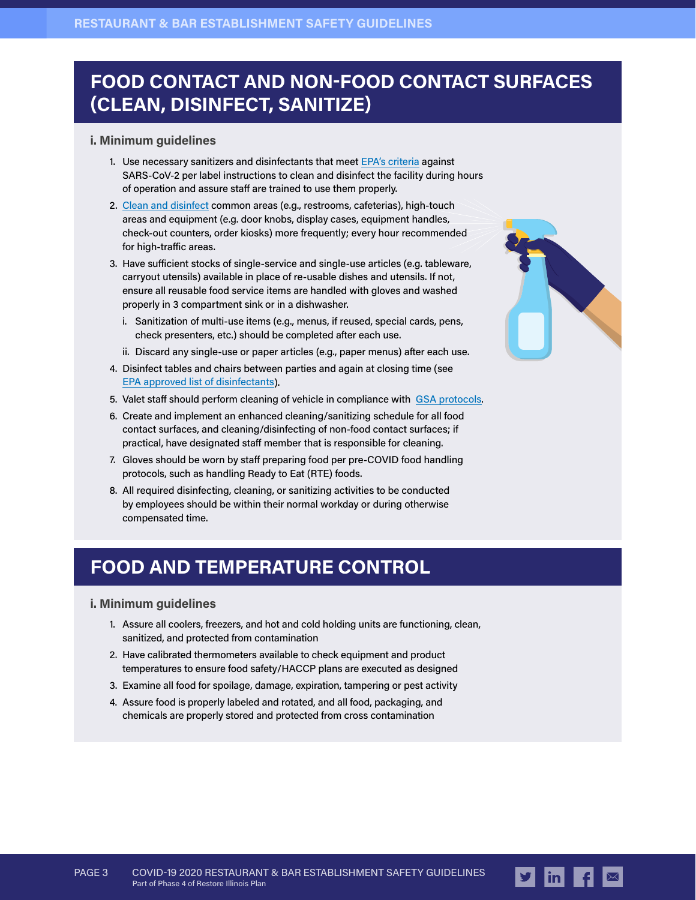## FOOD CONTACT AND NON-FOOD CONTACT SURFACES (CLEAN, DISINFECT, SANITIZE)

### i. Minimum guidelines

1. Use necessary sanitizers and disinfectants that meet EPA's criteria against SARS-CoV-2 per label instructions to clean and disinfect the facility during hours of operation and assure staff are trained to use them properly.
2. Clean and disinfect common areas (e.g., restrooms, cafeterias), high-touch areas and equipment (e.g. door knobs, display cases, equipment handles, check-out counters, order kiosks) more frequently; every hour recommended for high-traffic areas.
3. Have sufficient stocks of single-service and single-use articles (e.g. tableware, carryout utensils) available in place of re-usable dishes and utensils. If not, ensure all reusable food service items are handled with gloves and washed properly in 3 compartment sink or in a dishwasher.
   i. Sanitization of multi-use items (e.g., menus, if reused, special cards, pens, check presenters, etc.) should be completed after each use.
   ii. Discard any single-use or paper articles (e.g., paper menus) after each use.
4. Disinfect tables and chairs between parties and again at closing time (see EPA approved list of disinfectants).
5. Valet staff should perform cleaning of vehicle in compliance with GSA protocols.
6. Create and implement an enhanced cleaning/sanitizing schedule for all food contact surfaces, and cleaning/disinfecting of non-food contact surfaces; if practical, have designated staff member that is responsible for cleaning.
7. Gloves should be worn by staff preparing food per pre-COVID food handling protocols, such as handling Ready to Eat (RTE) foods.
8. All required disinfecting, cleaning, or sanitizing activities to be conducted by employees should be within their normal workday or during otherwise compensated time.

## FOOD AND TEMPERATURE CONTROL

### i. Minimum guidelines

1. Assure all coolers, freezers, and hot and cold holding units are functioning, clean, sanitized, and protected from contamination
2. Have calibrated thermometers available to check equipment and product temperatures to ensure food safety/HACCP plans are executed as designed
3. Examine all food for spoilage, damage, expiration, tampering or pest activity
4. Assure food is properly labeled and rotated, and all food, packaging, and chemicals are properly stored and protected from cross contamination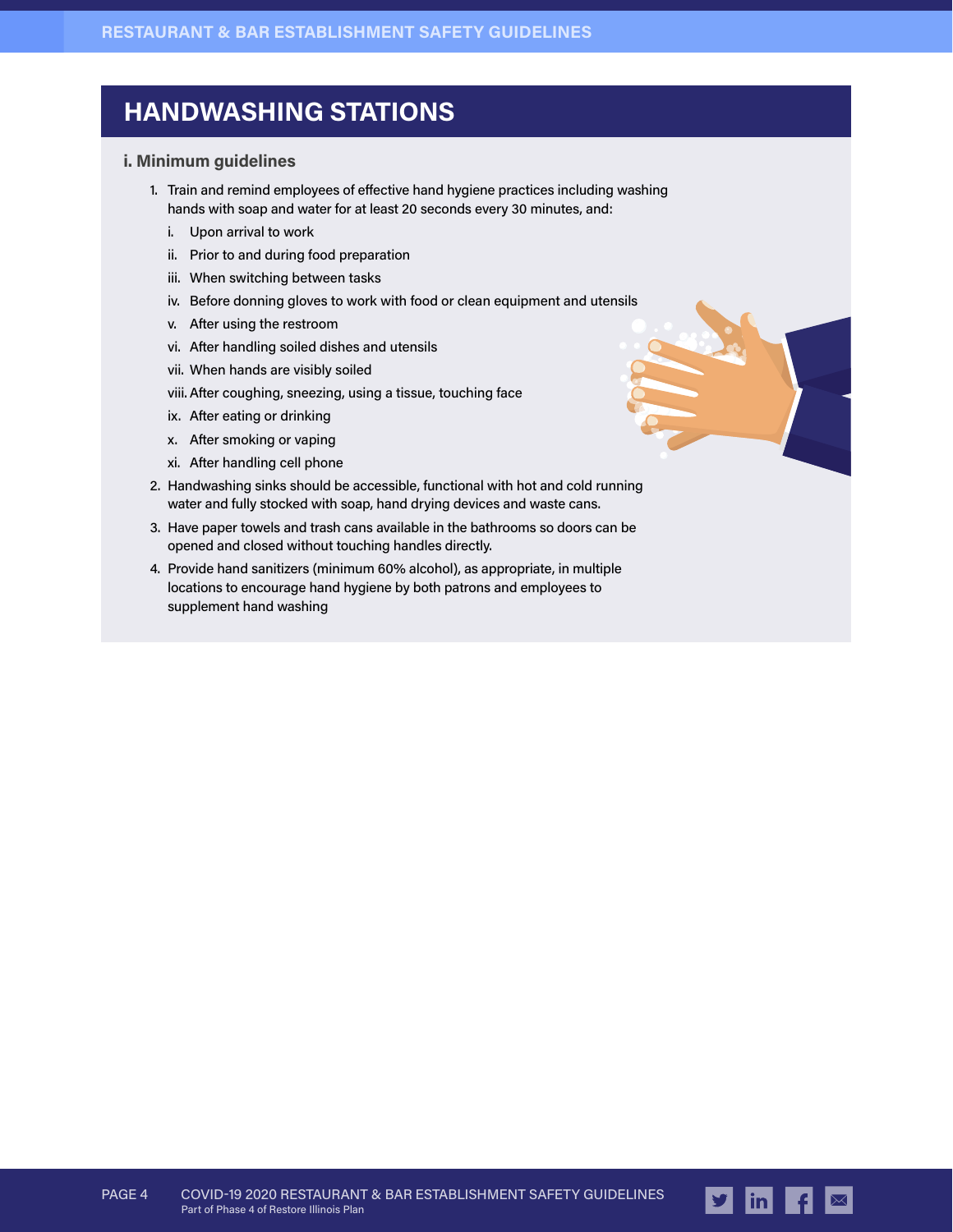## HANDWASHING STATIONS

### i. Minimum guidelines

1. Train and remind employees of effective hand hygiene practices including washing hands with soap and water for at least 20 seconds every 30 minutes, and:
   - i. Upon arrival to work
   - ii. Prior to and during food preparation
   - iii. When switching between tasks
   - iv. Before donning gloves to work with food or clean equipment and utensils
   - v. After using the restroom
   - vi. After handling soiled dishes and utensils
   - vii. When hands are visibly soiled
   - viii. After coughing, sneezing, using a tissue, touching face
   - ix. After eating or drinking
   - x. After smoking or vaping
   - xi. After handling cell phone
2. Handwashing sinks should be accessible, functional with hot and cold running water and fully stocked with soap, hand drying devices and waste cans.
3. Have paper towels and trash cans available in the bathrooms so doors can be opened and closed without touching handles directly.
4. Provide hand sanitizers (minimum 60% alcohol), as appropriate, in multiple locations to encourage hand hygiene by both patrons and employees to supplement hand washing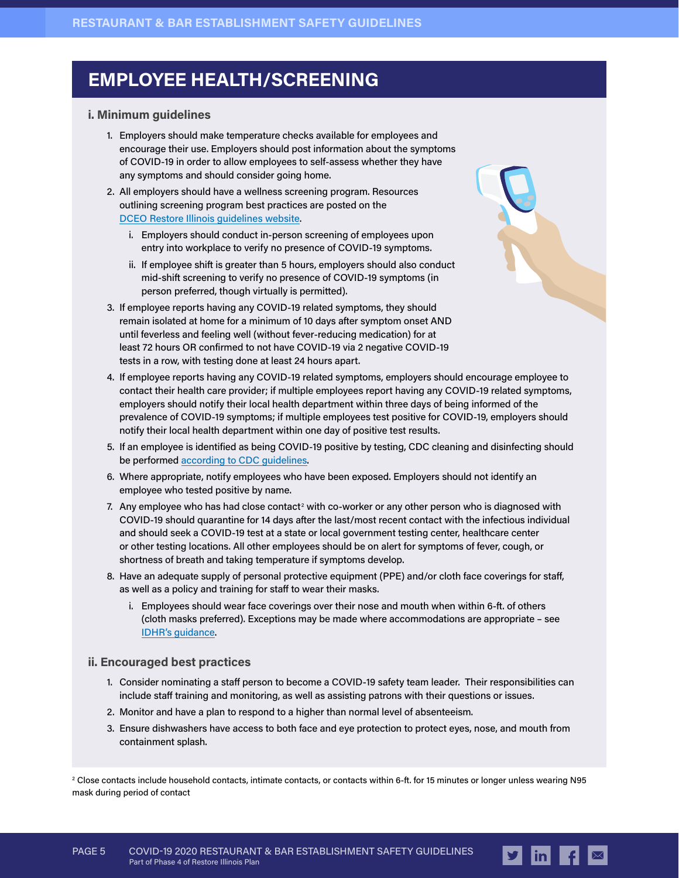# EMPLOYEE HEALTH/SCREENING

## i. Minimum guidelines

1. Employers should make temperature checks available for employees and encourage their use. Employers should post information about the symptoms of COVID-19 in order to allow employees to self-assess whether they have any symptoms and should consider going home.
2. All employers should have a wellness screening program. Resources outlining screening program best practices are posted on the [DCEO Restore Illinois guidelines website](#).
   1. Employers should conduct in-person screening of employees upon entry into workplace to verify no presence of COVID-19 symptoms.
   2. If employee shift is greater than 5 hours, employers should also conduct mid-shift screening to verify no presence of COVID-19 symptoms (in person preferred, though virtually is permitted).
3. If employee reports having any COVID-19 related symptoms, they should remain isolated at home for a minimum of 10 days after symptom onset AND until feverless and feeling well (without fever-reducing medication) for at least 72 hours OR confirmed to not have COVID-19 via 2 negative COVID-19 tests in a row, with testing done at least 24 hours apart.
4. If employee reports having any COVID-19 related symptoms, employers should encourage employee to contact their health care provider; if multiple employees report having any COVID-19 related symptoms, employers should notify their local health department within three days of being informed of the prevalence of COVID-19 symptoms; if multiple employees test positive for COVID-19, employers should notify their local health department within one day of positive test results.
5. If an employee is identified as being COVID-19 positive by testing, CDC cleaning and disinfecting should be performed [according to CDC guidelines](#).
6. Where appropriate, notify employees who have been exposed. Employers should not identify an employee who tested positive by name.
7. Any employee who has had close contact[2] with co-worker or any other person who is diagnosed with COVID-19 should quarantine for 14 days after the last/most recent contact with the infectious individual and should seek a COVID-19 test at a state or local government testing center, healthcare center or other testing locations. All other employees should be on alert for symptoms of fever, cough, or shortness of breath and taking temperature if symptoms develop.
8. Have an adequate supply of personal protective equipment (PPE) and/or cloth face coverings for staff, as well as a policy and training for staff to wear their masks.
   1. Employees should wear face coverings over their nose and mouth when within 6-ft. of others (cloth masks preferred). Exceptions may be made where accommodations are appropriate – see [IDHR's guidance](#).

## ii. Encouraged best practices

1. Consider nominating a staff person to become a COVID-19 safety team leader. Their responsibilities can include staff training and monitoring, as well as assisting patrons with their questions or issues.
2. Monitor and have a plan to respond to a higher than normal level of absenteeism.
3. Ensure dishwashers have access to both face and eye protection to protect eyes, nose, and mouth from containment splash.

[2] Close contacts include household contacts, intimate contacts, or contacts within 6-ft. for 15 minutes or longer unless wearing N95 mask during period of contact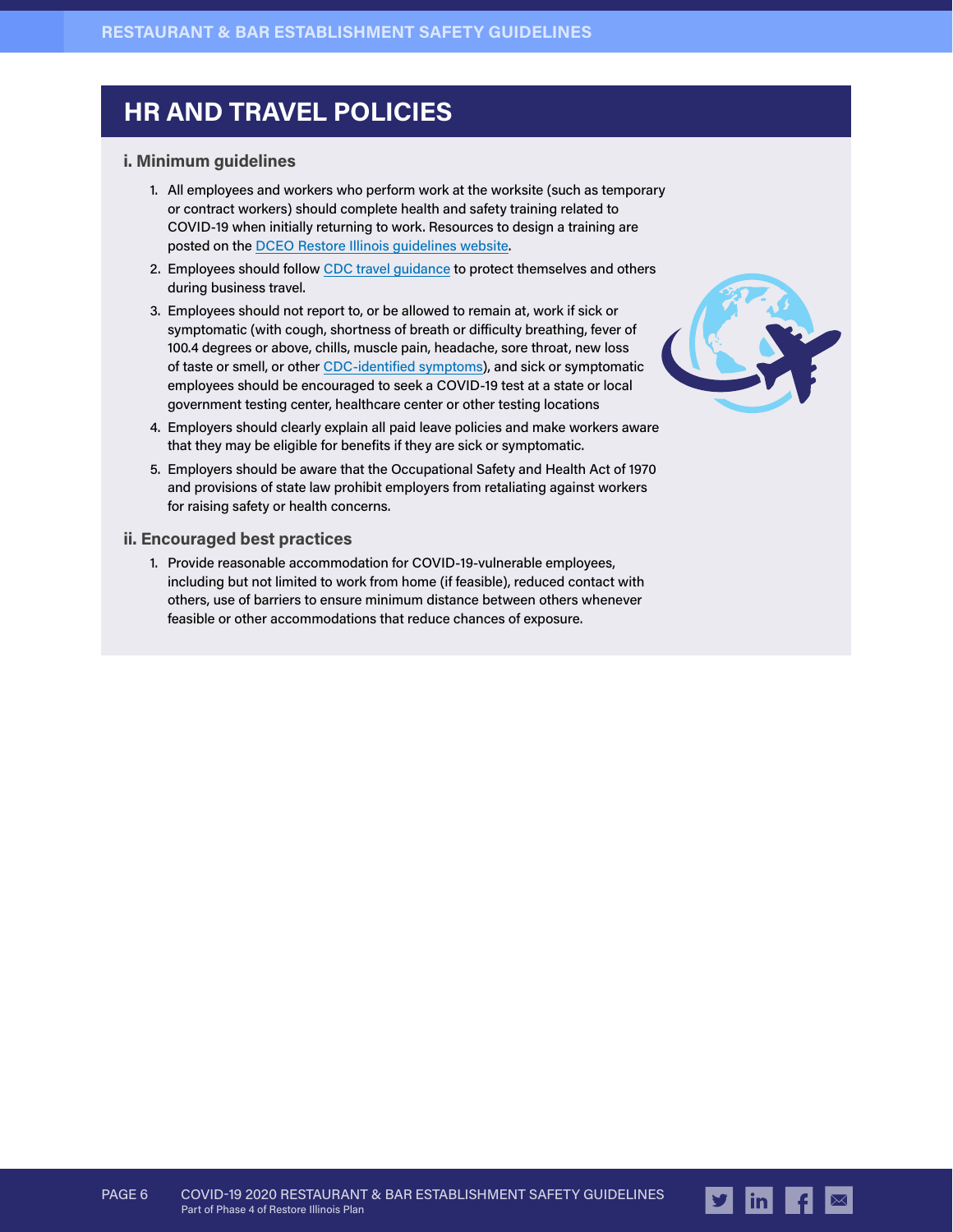# HR AND TRAVEL POLICIES

### i. Minimum guidelines

1. All employees and workers who perform work at the worksite (such as temporary or contract workers) should complete health and safety training related to COVID-19 when initially returning to work. Resources to design a training are posted on the DCEO Restore Illinois guidelines website.
2. Employees should follow CDC travel guidance to protect themselves and others during business travel.
3. Employees should not report to, or be allowed to remain at, work if sick or symptomatic (with cough, shortness of breath or difficulty breathing, fever of 100.4 degrees or above, chills, muscle pain, headache, sore throat, new loss of taste or smell, or other CDC-identified symptoms), and sick or symptomatic employees should be encouraged to seek a COVID-19 test at a state or local government testing center, healthcare center or other testing locations
4. Employers should clearly explain all paid leave policies and make workers aware that they may be eligible for benefits if they are sick or symptomatic.
5. Employers should be aware that the Occupational Safety and Health Act of 1970 and provisions of state law prohibit employers from retaliating against workers for raising safety or health concerns.

### ii. Encouraged best practices

1. Provide reasonable accommodation for COVID-19-vulnerable employees, including but not limited to work from home (if feasible), reduced contact with others, use of barriers to ensure minimum distance between others whenever feasible or other accommodations that reduce chances of exposure.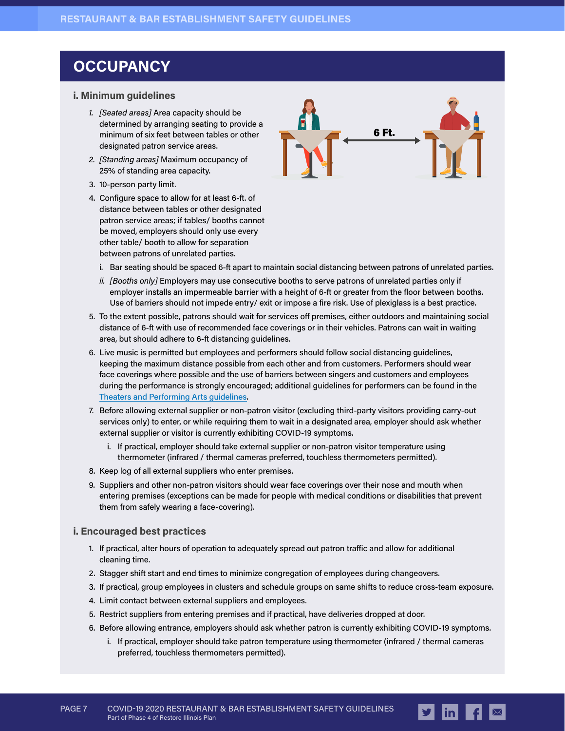## OCCUPANCY

### i. Minimum guidelines

1. *[Seated areas]* Area capacity should be determined by arranging seating to provide a minimum of six feet between tables or other designated patron service areas.
2. *[Standing areas]* Maximum occupancy of 25% of standing area capacity.
3. 10-person party limit.
4. Configure space to allow for at least 6-ft. of distance between tables or other designated patron service areas; if tables/ booths cannot be moved, employers should only use every other table/ booth to allow for separation between patrons of unrelated parties.
   - i. Bar seating should be spaced 6-ft apart to maintain social distancing between patrons of unrelated parties.
   - ii. *[Booths only]* Employers may use consecutive booths to serve patrons of unrelated parties only if employer installs an impermeable barrier with a height of 6-ft or greater from the floor between booths. Use of barriers should not impede entry/ exit or impose a fire risk. Use of plexiglass is a best practice.
5. To the extent possible, patrons should wait for services off premises, either outdoors and maintaining social distance of 6-ft with use of recommended face coverings or in their vehicles. Patrons can wait in waiting area, but should adhere to 6-ft distancing guidelines.
6. Live music is permitted but employees and performers should follow social distancing guidelines, keeping the maximum distance possible from each other and from customers. Performers should wear face coverings where possible and the use of barriers between singers and customers and employees during the performance is strongly encouraged; additional guidelines for performers can be found in the Theaters and Performing Arts guidelines.
7. Before allowing external supplier or non-patron visitor (excluding third-party visitors providing carry-out services only) to enter, or while requiring them to wait in a designated area, employer should ask whether external supplier or visitor is currently exhibiting COVID-19 symptoms.
   - i. If practical, employer should take external supplier or non-patron visitor temperature using thermometer (infrared / thermal cameras preferred, touchless thermometers permitted).
8. Keep log of all external suppliers who enter premises.
9. Suppliers and other non-patron visitors should wear face coverings over their nose and mouth when entering premises (exceptions can be made for people with medical conditions or disabilities that prevent them from safely wearing a face-covering).

6 Ft.

### i. Encouraged best practices

1. If practical, alter hours of operation to adequately spread out patron traffic and allow for additional cleaning time.
2. Stagger shift start and end times to minimize congregation of employees during changeovers.
3. If practical, group employees in clusters and schedule groups on same shifts to reduce cross-team exposure.
4. Limit contact between external suppliers and employees.
5. Restrict suppliers from entering premises and if practical, have deliveries dropped at door.
6. Before allowing entrance, employers should ask whether patron is currently exhibiting COVID-19 symptoms.
   - i. If practical, employer should take patron temperature using thermometer (infrared / thermal cameras preferred, touchless thermometers permitted).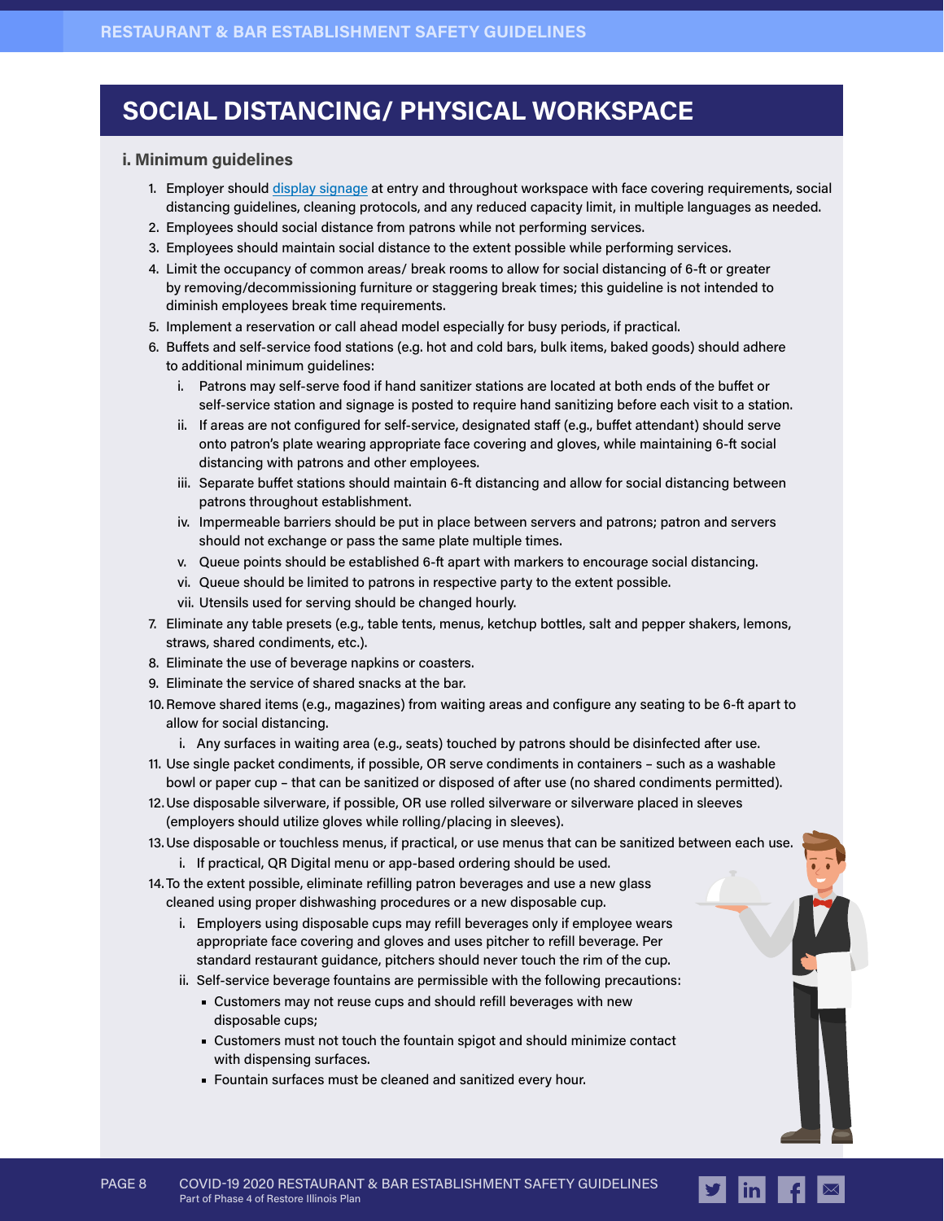# SOCIAL DISTANCING/ PHYSICAL WORKSPACE

### i. Minimum guidelines

1. Employer should display signage at entry and throughout workspace with face covering requirements, social distancing guidelines, cleaning protocols, and any reduced capacity limit, in multiple languages as needed.
2. Employees should social distance from patrons while not performing services.
3. Employees should maintain social distance to the extent possible while performing services.
4. Limit the occupancy of common areas/ break rooms to allow for social distancing of 6-ft or greater by removing/decommissioning furniture or staggering break times; this guideline is not intended to diminish employees break time requirements.
5. Implement a reservation or call ahead model especially for busy periods, if practical.
6. Buffets and self-service food stations (e.g. hot and cold bars, bulk items, baked goods) should adhere to additional minimum guidelines:
   i. Patrons may self-serve food if hand sanitizer stations are located at both ends of the buffet or self-service station and signage is posted to require hand sanitizing before each visit to a station.
   ii. If areas are not configured for self-service, designated staff (e.g., buffet attendant) should serve onto patron's plate wearing appropriate face covering and gloves, while maintaining 6-ft social distancing with patrons and other employees.
   iii. Separate buffet stations should maintain 6-ft distancing and allow for social distancing between patrons throughout establishment.
   iv. Impermeable barriers should be put in place between servers and patrons; patron and servers should not exchange or pass the same plate multiple times.
   v. Queue points should be established 6-ft apart with markers to encourage social distancing.
   vi. Queue should be limited to patrons in respective party to the extent possible.
   vii. Utensils used for serving should be changed hourly.
7. Eliminate any table presets (e.g., table tents, menus, ketchup bottles, salt and pepper shakers, lemons, straws, shared condiments, etc.).
8. Eliminate the use of beverage napkins or coasters.
9. Eliminate the service of shared snacks at the bar.
10. Remove shared items (e.g., magazines) from waiting areas and configure any seating to be 6-ft apart to allow for social distancing.
    i. Any surfaces in waiting area (e.g., seats) touched by patrons should be disinfected after use.
11. Use single packet condiments, if possible, OR serve condiments in containers – such as a washable bowl or paper cup – that can be sanitized or disposed of after use (no shared condiments permitted).
12. Use disposable silverware, if possible, OR use rolled silverware or silverware placed in sleeves (employers should utilize gloves while rolling/placing in sleeves).
13. Use disposable or touchless menus, if practical, or use menus that can be sanitized between each use.
    i. If practical, QR Digital menu or app-based ordering should be used.
14. To the extent possible, eliminate refilling patron beverages and use a new glass cleaned using proper dishwashing procedures or a new disposable cup.
    i. Employers using disposable cups may refill beverages only if employee wears appropriate face covering and gloves and uses pitcher to refill beverage. Per standard restaurant guidance, pitchers should never touch the rim of the cup.
    ii. Self-service beverage fountains are permissible with the following precautions:
       - Customers may not reuse cups and should refill beverages with new disposable cups;
       - Customers must not touch the fountain spigot and should minimize contact with dispensing surfaces.
       - Fountain surfaces must be cleaned and sanitized every hour.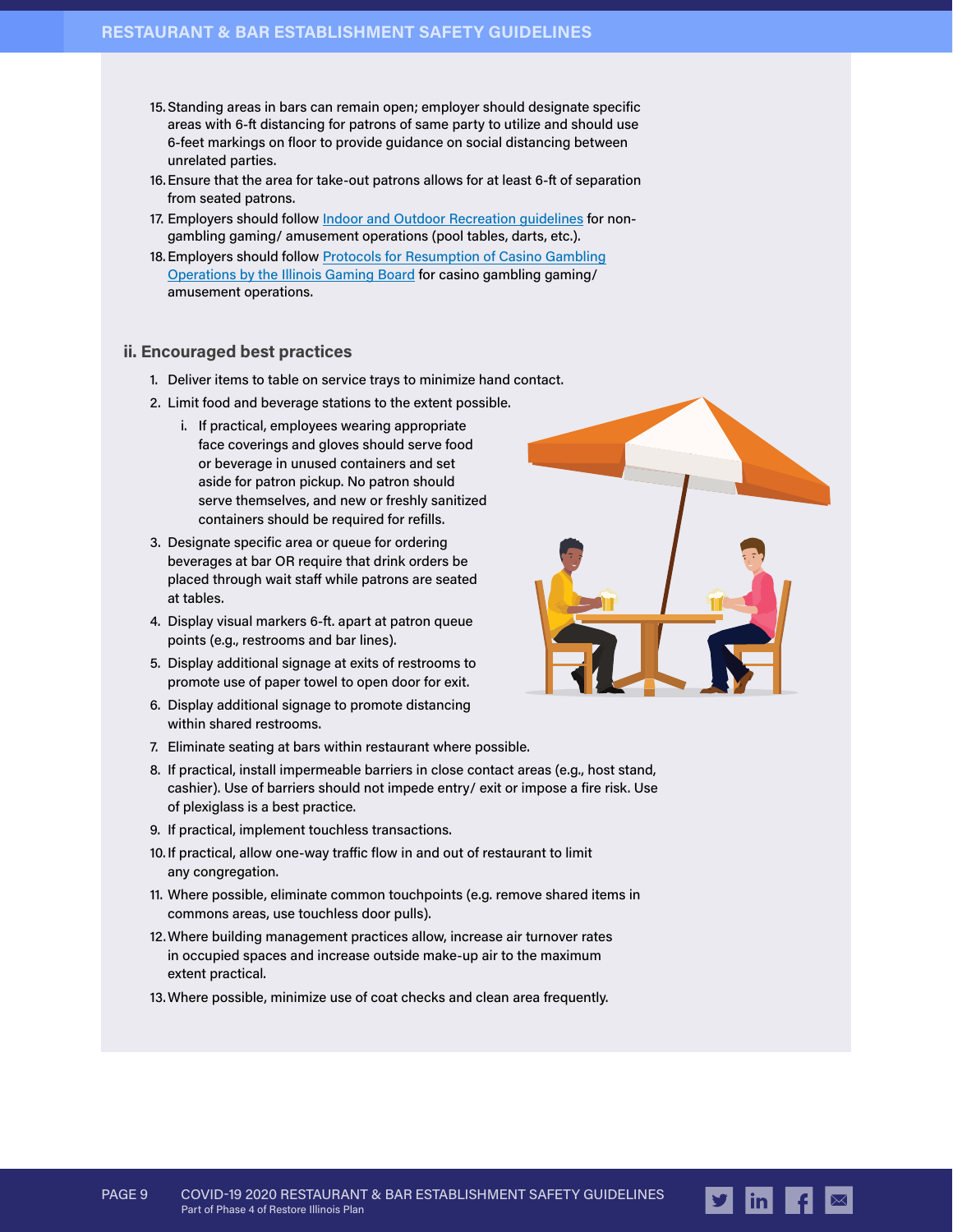15. Standing areas in bars can remain open; employer should designate specific areas with 6-ft distancing for patrons of same party to utilize and should use 6-feet markings on floor to provide guidance on social distancing between unrelated parties.
16. Ensure that the area for take-out patrons allows for at least 6-ft of separation from seated patrons.
17. Employers should follow Indoor and Outdoor Recreation guidelines for non-gambling gaming/ amusement operations (pool tables, darts, etc.).
18. Employers should follow Protocols for Resumption of Casino Gambling Operations by the Illinois Gaming Board for casino gambling gaming/ amusement operations.

### ii. Encouraged best practices

1. Deliver items to table on service trays to minimize hand contact.
2. Limit food and beverage stations to the extent possible.
   i. If practical, employees wearing appropriate face coverings and gloves should serve food or beverage in unused containers and set aside for patron pickup. No patron should serve themselves, and new or freshly sanitized containers should be required for refills.
3. Designate specific area or queue for ordering beverages at bar OR require that drink orders be placed through wait staff while patrons are seated at tables.
4. Display visual markers 6-ft. apart at patron queue points (e.g., restrooms and bar lines).
5. Display additional signage at exits of restrooms to promote use of paper towel to open door for exit.
6. Display additional signage to promote distancing within shared restrooms.
7. Eliminate seating at bars within restaurant where possible.
8. If practical, install impermeable barriers in close contact areas (e.g., host stand, cashier). Use of barriers should not impede entry/ exit or impose a fire risk. Use of plexiglass is a best practice.
9. If practical, implement touchless transactions.
10. If practical, allow one-way traffic flow in and out of restaurant to limit any congregation.
11. Where possible, eliminate common touchpoints (e.g. remove shared items in commons areas, use touchless door pulls).
12. Where building management practices allow, increase air turnover rates in occupied spaces and increase outside make-up air to the maximum extent practical.
13. Where possible, minimize use of coat checks and clean area frequently.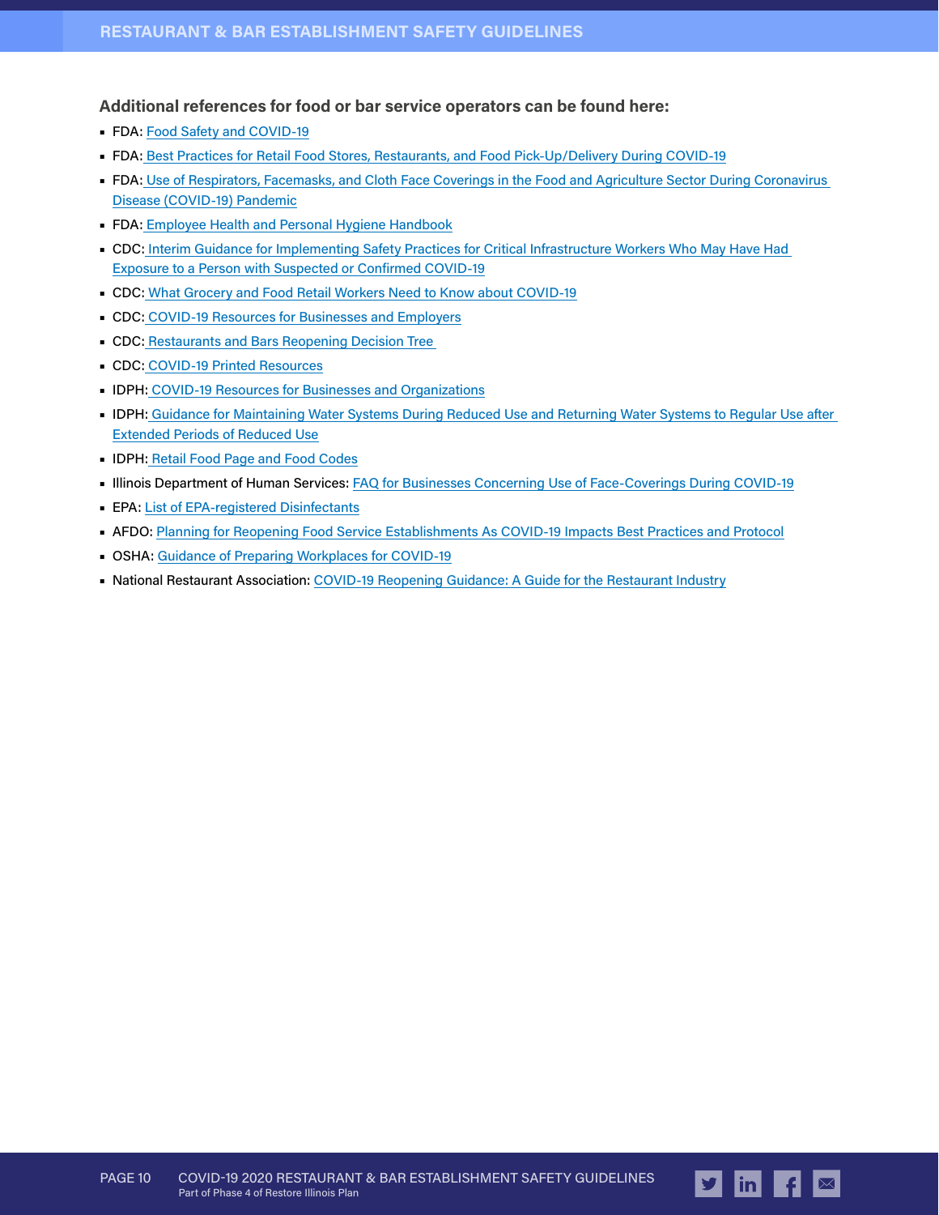**Additional references for food or bar service operators can be found here:**

- FDA: Food Safety and COVID-19
- FDA: Best Practices for Retail Food Stores, Restaurants, and Food Pick-Up/Delivery During COVID-19
- FDA: Use of Respirators, Facemasks, and Cloth Face Coverings in the Food and Agriculture Sector During Coronavirus Disease (COVID-19) Pandemic
- FDA: Employee Health and Personal Hygiene Handbook
- CDC: Interim Guidance for Implementing Safety Practices for Critical Infrastructure Workers Who May Have Had Exposure to a Person with Suspected or Confirmed COVID-19
- CDC: What Grocery and Food Retail Workers Need to Know about COVID-19
- CDC: COVID-19 Resources for Businesses and Employers
- CDC: Restaurants and Bars Reopening Decision Tree
- CDC: COVID-19 Printed Resources
- IDPH: COVID-19 Resources for Businesses and Organizations
- IDPH: Guidance for Maintaining Water Systems During Reduced Use and Returning Water Systems to Regular Use after Extended Periods of Reduced Use
- IDPH: Retail Food Page and Food Codes
- Illinois Department of Human Services: FAQ for Businesses Concerning Use of Face-Coverings During COVID-19
- EPA: List of EPA-registered Disinfectants
- AFDO: Planning for Reopening Food Service Establishments As COVID-19 Impacts Best Practices and Protocol
- OSHA: Guidance of Preparing Workplaces for COVID-19
- National Restaurant Association: COVID-19 Reopening Guidance: A Guide for the Restaurant Industry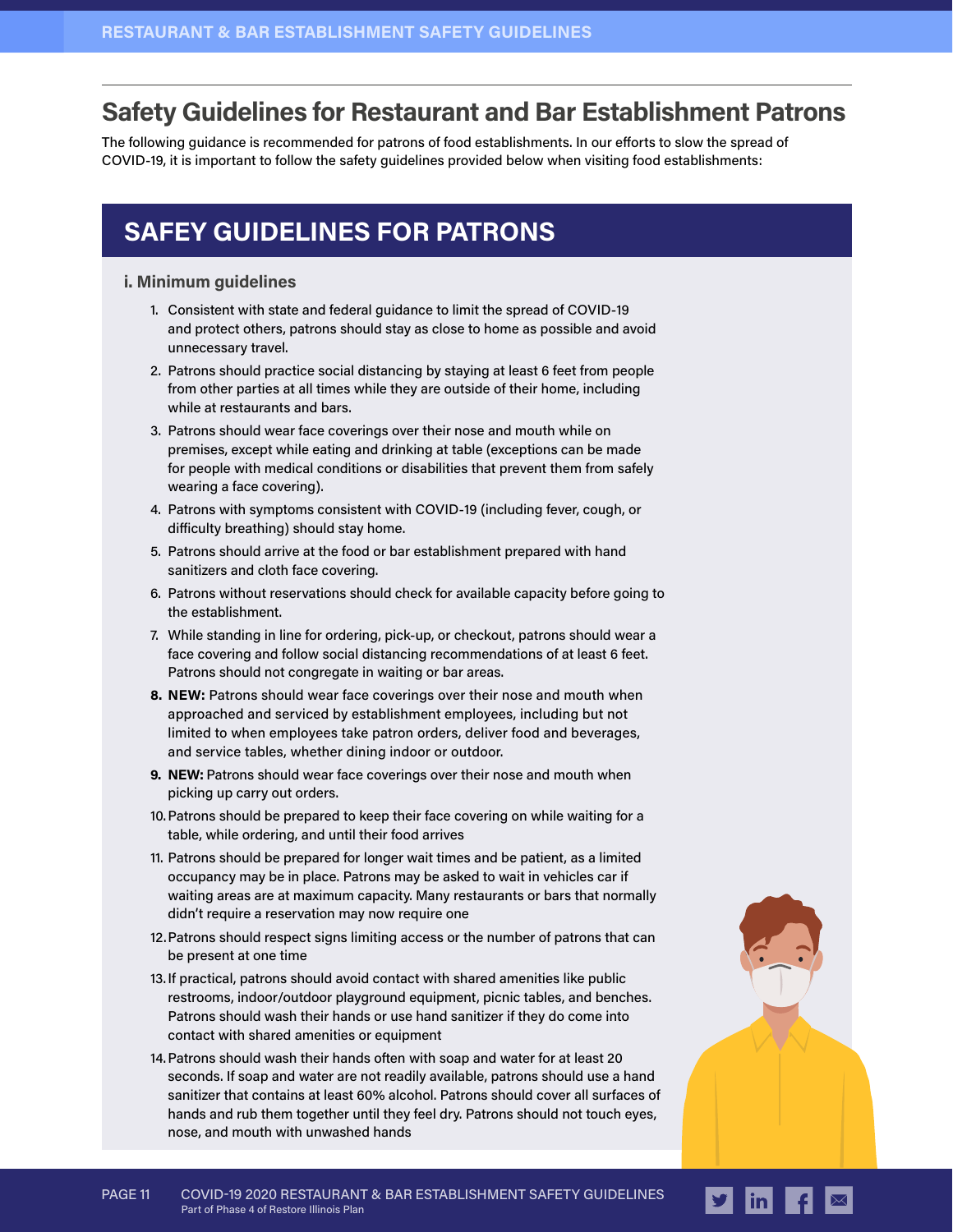## Safety Guidelines for Restaurant and Bar Establishment Patrons

The following guidance is recommended for patrons of food establishments. In our efforts to slow the spread of COVID-19, it is important to follow the safety guidelines provided below when visiting food establishments:

## SAFEY GUIDELINES FOR PATRONS

### i. Minimum guidelines

1. Consistent with state and federal guidance to limit the spread of COVID-19 and protect others, patrons should stay as close to home as possible and avoid unnecessary travel.
2. Patrons should practice social distancing by staying at least 6 feet from people from other parties at all times while they are outside of their home, including while at restaurants and bars.
3. Patrons should wear face coverings over their nose and mouth while on premises, except while eating and drinking at table (exceptions can be made for people with medical conditions or disabilities that prevent them from safely wearing a face covering).
4. Patrons with symptoms consistent with COVID-19 (including fever, cough, or difficulty breathing) should stay home.
5. Patrons should arrive at the food or bar establishment prepared with hand sanitizers and cloth face covering.
6. Patrons without reservations should check for available capacity before going to the establishment.
7. While standing in line for ordering, pick-up, or checkout, patrons should wear a face covering and follow social distancing recommendations of at least 6 feet. Patrons should not congregate in waiting or bar areas.
8. **NEW:** Patrons should wear face coverings over their nose and mouth when approached and serviced by establishment employees, including but not limited to when employees take patron orders, deliver food and beverages, and service tables, whether dining indoor or outdoor.
9. **NEW:** Patrons should wear face coverings over their nose and mouth when picking up carry out orders.
10. Patrons should be prepared to keep their face covering on while waiting for a table, while ordering, and until their food arrives
11. Patrons should be prepared for longer wait times and be patient, as a limited occupancy may be in place. Patrons may be asked to wait in vehicles car if waiting areas are at maximum capacity. Many restaurants or bars that normally didn't require a reservation may now require one
12. Patrons should respect signs limiting access or the number of patrons that can be present at one time
13. If practical, patrons should avoid contact with shared amenities like public restrooms, indoor/outdoor playground equipment, picnic tables, and benches. Patrons should wash their hands or use hand sanitizer if they do come into contact with shared amenities or equipment
14. Patrons should wash their hands often with soap and water for at least 20 seconds. If soap and water are not readily available, patrons should use a hand sanitizer that contains at least 60% alcohol. Patrons should cover all surfaces of hands and rub them together until they feel dry. Patrons should not touch eyes, nose, and mouth with unwashed hands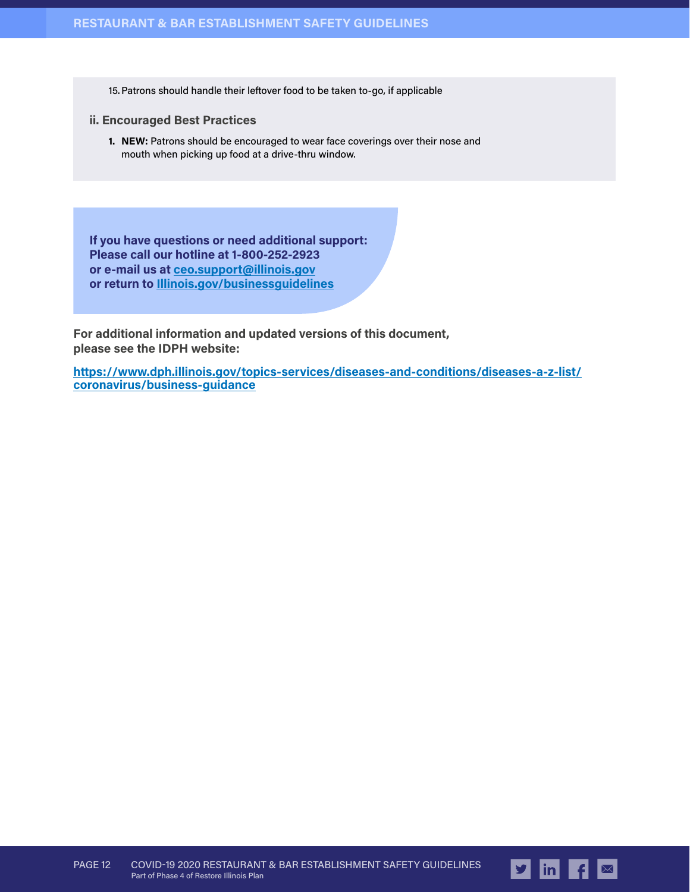15. Patrons should handle their leftover food to be taken to-go, if applicable

### ii. Encouraged Best Practices

1. **NEW:** Patrons should be encouraged to wear face coverings over their nose and mouth when picking up food at a drive-thru window.

**If you have questions or need additional support:**
**Please call our hotline at 1-800-252-2923**
**or e-mail us at [ceo.support@illinois.gov](mailto:ceo.support@illinois.gov)**
**or return to [Illinois.gov/businessguidelines](https://Illinois.gov/businessguidelines)**

**For additional information and updated versions of this document, please see the IDPH website:**

**[https://www.dph.illinois.gov/topics-services/diseases-and-conditions/diseases-a-z-list/coronavirus/business-guidance](https://www.dph.illinois.gov/topics-services/diseases-and-conditions/diseases-a-z-list/coronavirus/business-guidance)**